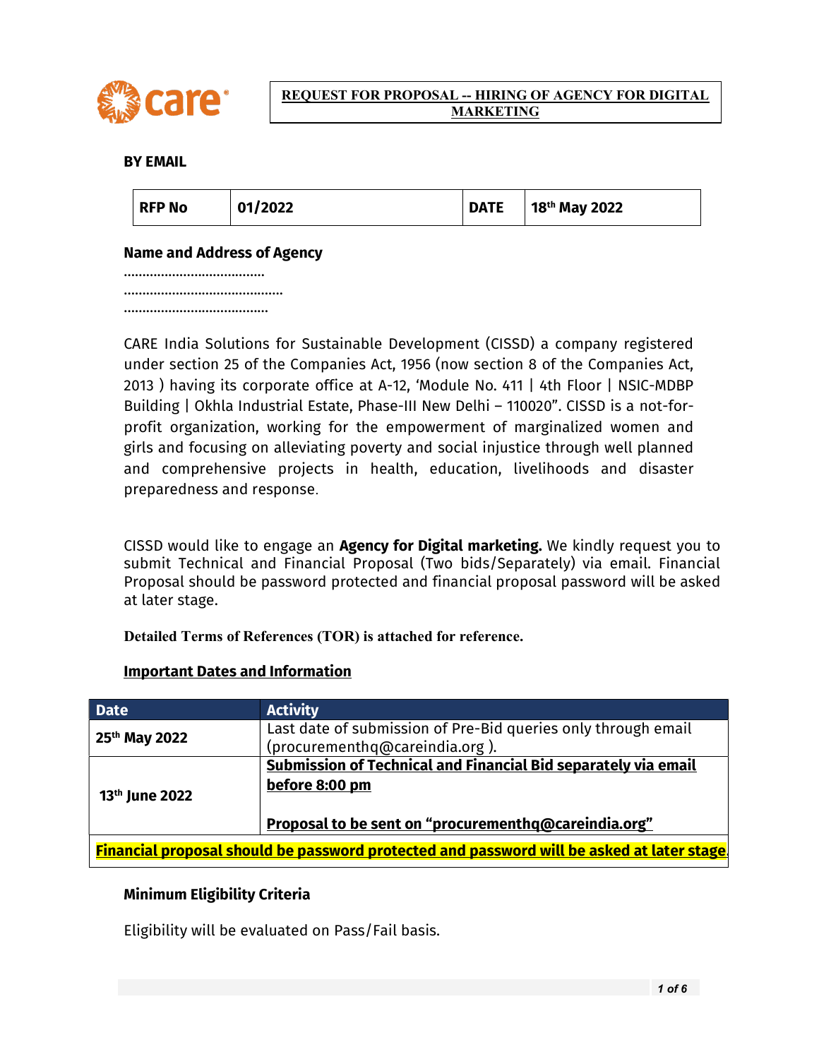**REQUEST FOR PROPOSAL -- HIRING OF AGENCY FOR DIGITAL MARKETING**

**BY EMAIL**

| **RFP No** | **01/2022** | **DATE** | **18th May 2022** |
|---|---|---|---|

**Name and Address of Agency**

…………………………………

……………………………………..

………………………………….

CARE India Solutions for Sustainable Development (CISSD) a company registered under section 25 of the Companies Act, 1956 (now section 8 of the Companies Act, 2013 ) having its corporate office at A-12, 'Module No. 411 | 4th Floor | NSIC-MDBP Building | Okhla Industrial Estate, Phase-III New Delhi – 110020". CISSD is a not-for-profit organization, working for the empowerment of marginalized women and girls and focusing on alleviating poverty and social injustice through well planned and comprehensive projects in health, education, livelihoods and disaster preparedness and response.

CISSD would like to engage an **Agency for Digital marketing.** We kindly request you to submit Technical and Financial Proposal (Two bids/Separately) via email. Financial Proposal should be password protected and financial proposal password will be asked at later stage.

**Detailed Terms of References (TOR) is attached for reference.**

**Important Dates and Information**

| Date | Activity |
|---|---|
| **25th May 2022** | Last date of submission of Pre-Bid queries only through email (procurementhq@careindia.org ). |
| **13th June 2022** | **Submission of Technical and Financial Bid separately via email before 8:00 pm**<br><br>**Proposal to be sent on "procurementhq@careindia.org"** |
| **Financial proposal should be password protected and password will be asked at later stage.** | |

**Minimum Eligibility Criteria**

Eligibility will be evaluated on Pass/Fail basis.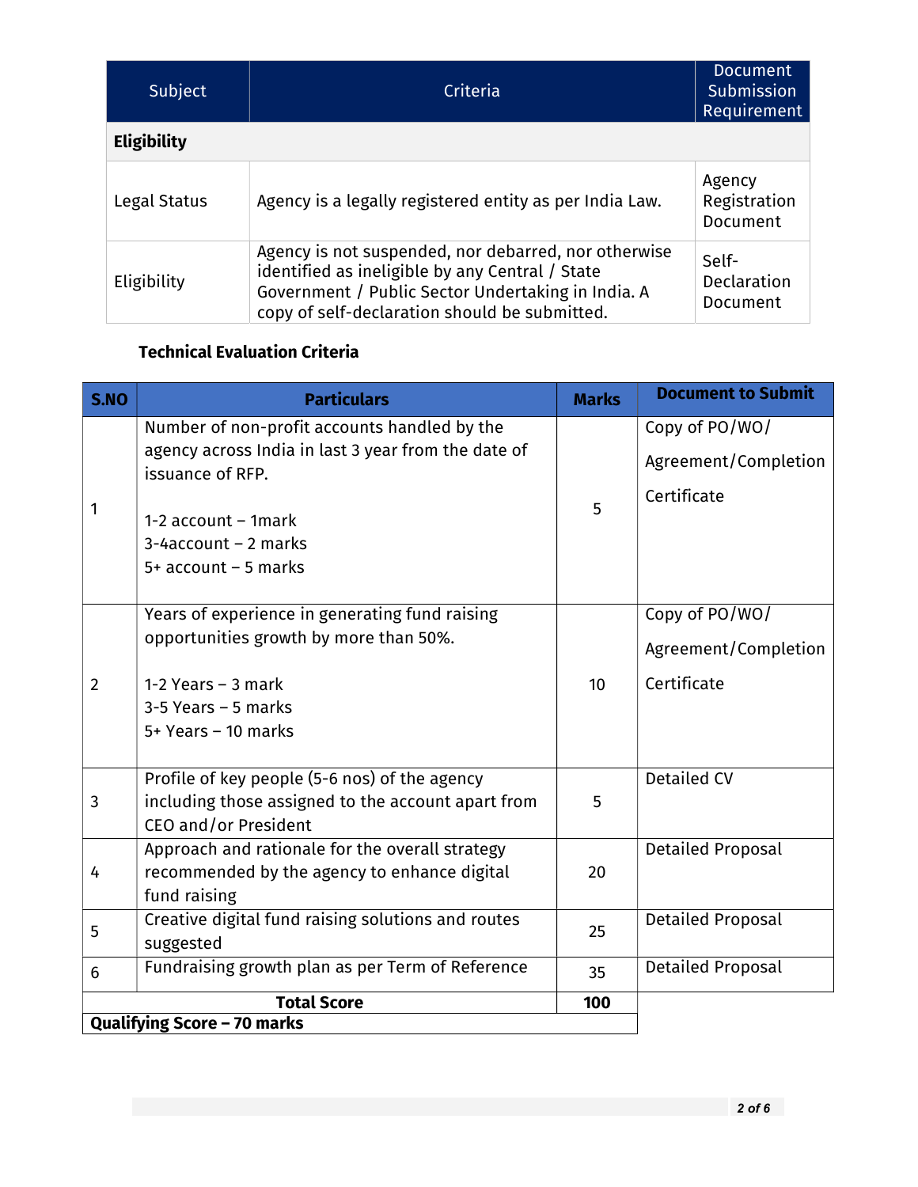| Subject | Criteria | Document Submission Requirement |
|---|---|---|
| **Eligibility** | | |
| Legal Status | Agency is a legally registered entity as per India Law. | Agency Registration Document |
| Eligibility | Agency is not suspended, nor debarred, nor otherwise identified as ineligible by any Central / State Government / Public Sector Undertaking in India. A copy of self-declaration should be submitted. | Self-Declaration Document |

**Technical Evaluation Criteria**

| S.NO | Particulars | Marks | Document to Submit |
|---|---|---|---|
| 1 | Number of non-profit accounts handled by the agency across India in last 3 year from the date of issuance of RFP.<br><br>1-2 account – 1mark<br>3-4account – 2 marks<br>5+ account – 5 marks | 5 | Copy of PO/WO/ Agreement/Completion Certificate |
| 2 | Years of experience in generating fund raising opportunities growth by more than 50%.<br><br>1-2 Years – 3 mark<br>3-5 Years – 5 marks<br>5+ Years – 10 marks | 10 | Copy of PO/WO/ Agreement/Completion Certificate |
| 3 | Profile of key people (5-6 nos) of the agency including those assigned to the account apart from CEO and/or President | 5 | Detailed CV |
| 4 | Approach and rationale for the overall strategy recommended by the agency to enhance digital fund raising | 20 | Detailed Proposal |
| 5 | Creative digital fund raising solutions and routes suggested | 25 | Detailed Proposal |
| 6 | Fundraising growth plan as per Term of Reference | 35 | Detailed Proposal |
| | **Total Score** | **100** | |
| **Qualifying Score – 70 marks** | | | |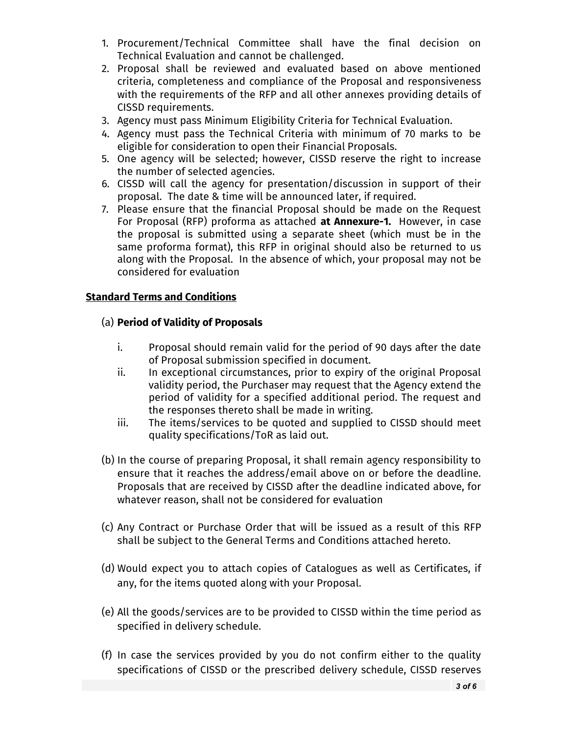1. Procurement/Technical Committee shall have the final decision on Technical Evaluation and cannot be challenged.
2. Proposal shall be reviewed and evaluated based on above mentioned criteria, completeness and compliance of the Proposal and responsiveness with the requirements of the RFP and all other annexes providing details of CISSD requirements.
3. Agency must pass Minimum Eligibility Criteria for Technical Evaluation.
4. Agency must pass the Technical Criteria with minimum of 70 marks to be eligible for consideration to open their Financial Proposals.
5. One agency will be selected; however, CISSD reserve the right to increase the number of selected agencies.
6. CISSD will call the agency for presentation/discussion in support of their proposal. The date & time will be announced later, if required.
7. Please ensure that the financial Proposal should be made on the Request For Proposal (RFP) proforma as attached **at Annexure-1.** However, in case the proposal is submitted using a separate sheet (which must be in the same proforma format), this RFP in original should also be returned to us along with the Proposal. In the absence of which, your proposal may not be considered for evaluation

**Standard Terms and Conditions**

(a) **Period of Validity of Proposals**

   i. Proposal should remain valid for the period of 90 days after the date of Proposal submission specified in document.
   
   ii. In exceptional circumstances, prior to expiry of the original Proposal validity period, the Purchaser may request that the Agency extend the period of validity for a specified additional period. The request and the responses thereto shall be made in writing.
   
   iii. The items/services to be quoted and supplied to CISSD should meet quality specifications/ToR as laid out.

(b) In the course of preparing Proposal, it shall remain agency responsibility to ensure that it reaches the address/email above on or before the deadline. Proposals that are received by CISSD after the deadline indicated above, for whatever reason, shall not be considered for evaluation

(c) Any Contract or Purchase Order that will be issued as a result of this RFP shall be subject to the General Terms and Conditions attached hereto.

(d) Would expect you to attach copies of Catalogues as well as Certificates, if any, for the items quoted along with your Proposal.

(e) All the goods/services are to be provided to CISSD within the time period as specified in delivery schedule.

(f) In case the services provided by you do not confirm either to the quality specifications of CISSD or the prescribed delivery schedule, CISSD reserves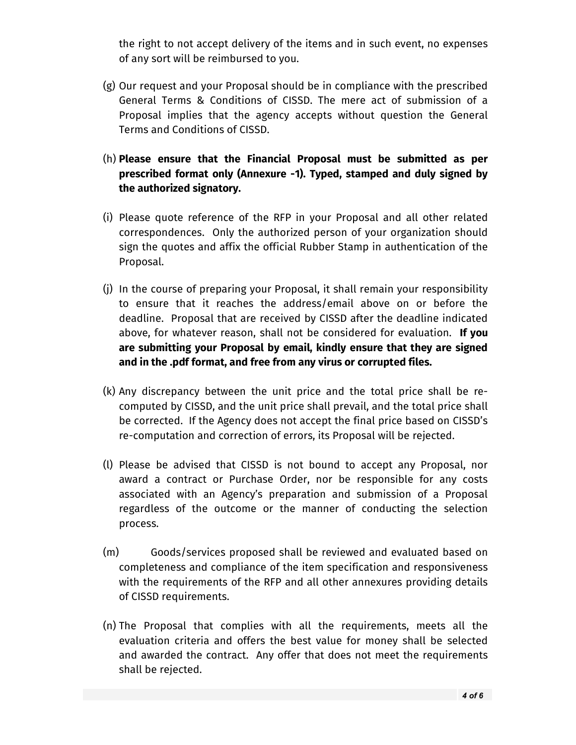the right to not accept delivery of the items and in such event, no expenses of any sort will be reimbursed to you.

(g) Our request and your Proposal should be in compliance with the prescribed General Terms & Conditions of CISSD. The mere act of submission of a Proposal implies that the agency accepts without question the General Terms and Conditions of CISSD.

(h) **Please ensure that the Financial Proposal must be submitted as per prescribed format only (Annexure -1). Typed, stamped and duly signed by the authorized signatory.**

(i) Please quote reference of the RFP in your Proposal and all other related correspondences. Only the authorized person of your organization should sign the quotes and affix the official Rubber Stamp in authentication of the Proposal.

(j) In the course of preparing your Proposal, it shall remain your responsibility to ensure that it reaches the address/email above on or before the deadline. Proposal that are received by CISSD after the deadline indicated above, for whatever reason, shall not be considered for evaluation. **If you are submitting your Proposal by email, kindly ensure that they are signed and in the .pdf format, and free from any virus or corrupted files.**

(k) Any discrepancy between the unit price and the total price shall be re-computed by CISSD, and the unit price shall prevail, and the total price shall be corrected. If the Agency does not accept the final price based on CISSD's re-computation and correction of errors, its Proposal will be rejected.

(l) Please be advised that CISSD is not bound to accept any Proposal, nor award a contract or Purchase Order, nor be responsible for any costs associated with an Agency's preparation and submission of a Proposal regardless of the outcome or the manner of conducting the selection process.

(m) Goods/services proposed shall be reviewed and evaluated based on completeness and compliance of the item specification and responsiveness with the requirements of the RFP and all other annexures providing details of CISSD requirements.

(n) The Proposal that complies with all the requirements, meets all the evaluation criteria and offers the best value for money shall be selected and awarded the contract. Any offer that does not meet the requirements shall be rejected.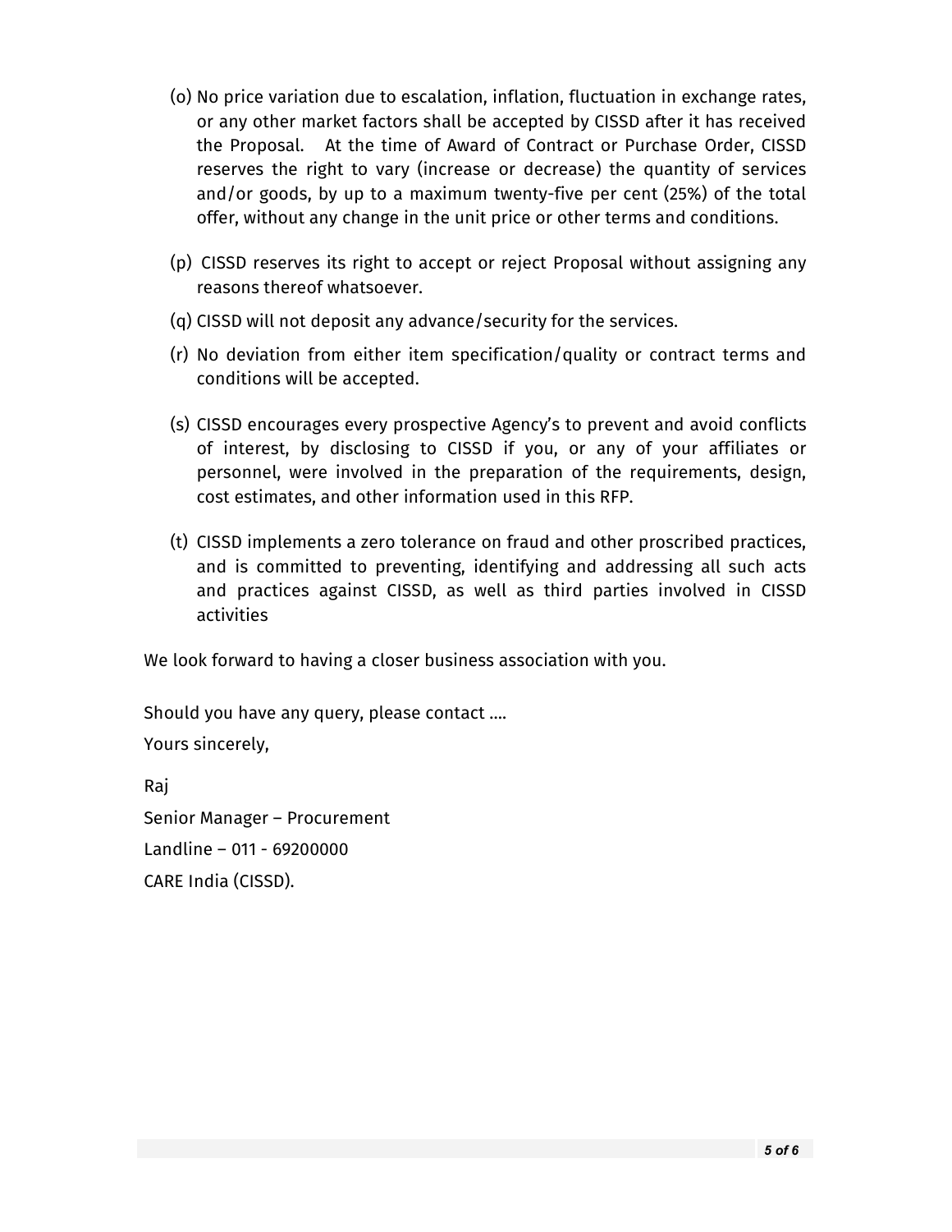(o) No price variation due to escalation, inflation, fluctuation in exchange rates, or any other market factors shall be accepted by CISSD after it has received the Proposal. At the time of Award of Contract or Purchase Order, CISSD reserves the right to vary (increase or decrease) the quantity of services and/or goods, by up to a maximum twenty-five per cent (25%) of the total offer, without any change in the unit price or other terms and conditions.

(p) CISSD reserves its right to accept or reject Proposal without assigning any reasons thereof whatsoever.

(q) CISSD will not deposit any advance/security for the services.

(r) No deviation from either item specification/quality or contract terms and conditions will be accepted.

(s) CISSD encourages every prospective Agency's to prevent and avoid conflicts of interest, by disclosing to CISSD if you, or any of your affiliates or personnel, were involved in the preparation of the requirements, design, cost estimates, and other information used in this RFP.

(t) CISSD implements a zero tolerance on fraud and other proscribed practices, and is committed to preventing, identifying and addressing all such acts and practices against CISSD, as well as third parties involved in CISSD activities

We look forward to having a closer business association with you.

Should you have any query, please contact ....

Yours sincerely,

Raj

Senior Manager – Procurement

Landline – 011 - 69200000

CARE India (CISSD).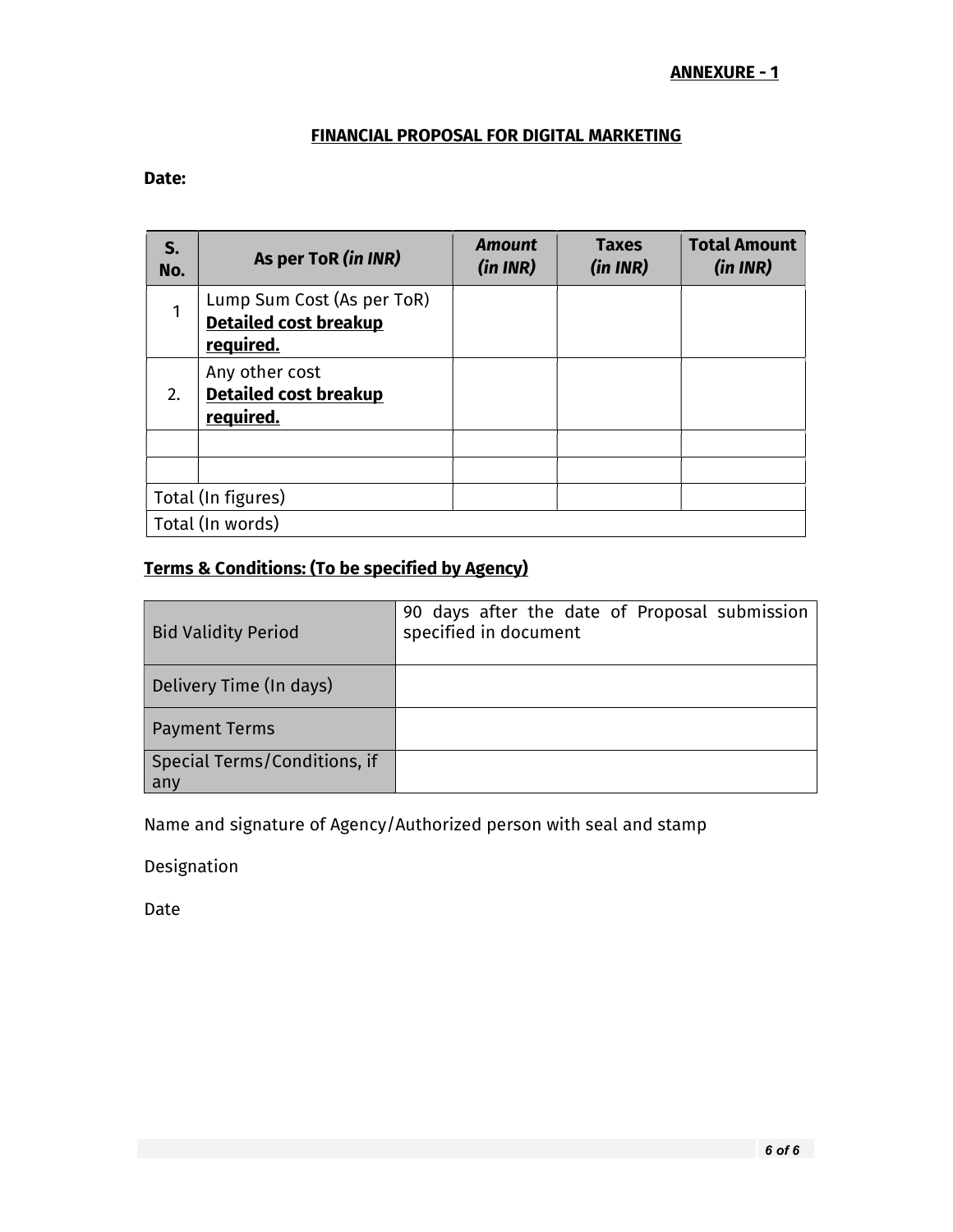**ANNEXURE - 1**

**FINANCIAL PROPOSAL FOR DIGITAL MARKETING**

**Date:**

| **S. No.** | **As per ToR *(in INR)*** | ***Amount (in INR)*** | **Taxes *(in INR)*** | **Total Amount *(in INR)*** |
|---|---|---|---|---|
| 1 | Lump Sum Cost (As per ToR) **Detailed cost breakup required.** | | | |
| 2. | Any other cost **Detailed cost breakup required.** | | | |
| | | | | |
| | | | | |
| Total (In figures) | | | | |
| Total (In words) | | | | |

**Terms & Conditions: (To be specified by Agency)**

| | |
|---|---|
| Bid Validity Period | 90 days after the date of Proposal submission specified in document |
| Delivery Time (In days) | |
| Payment Terms | |
| Special Terms/Conditions, if any | |

Name and signature of Agency/Authorized person with seal and stamp

Designation

Date